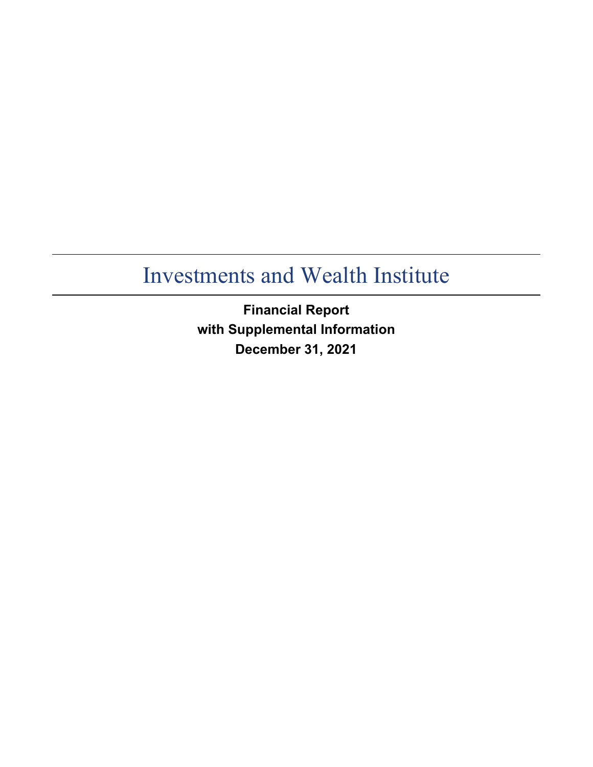# Investments and Wealth Institute

**Financial Report**
**with Supplemental Information**
**December 31, 2021**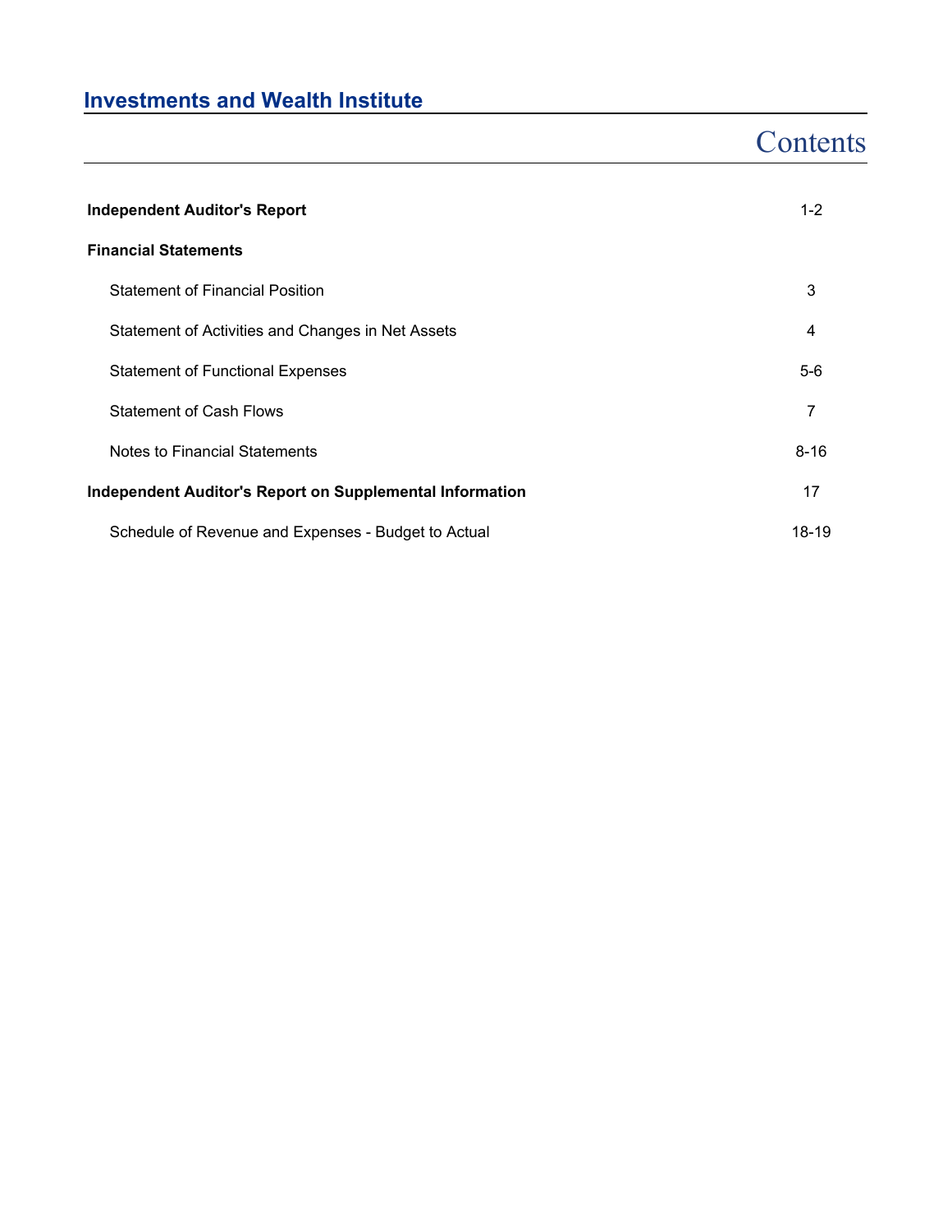## Investments and Wealth Institute

# Contents

| | |
|---|---|
| **Independent Auditor's Report** | 1-2 |
| **Financial Statements** | |
| Statement of Financial Position | 3 |
| Statement of Activities and Changes in Net Assets | 4 |
| Statement of Functional Expenses | 5-6 |
| Statement of Cash Flows | 7 |
| Notes to Financial Statements | 8-16 |
| **Independent Auditor's Report on Supplemental Information** | 17 |
| Schedule of Revenue and Expenses - Budget to Actual | 18-19 |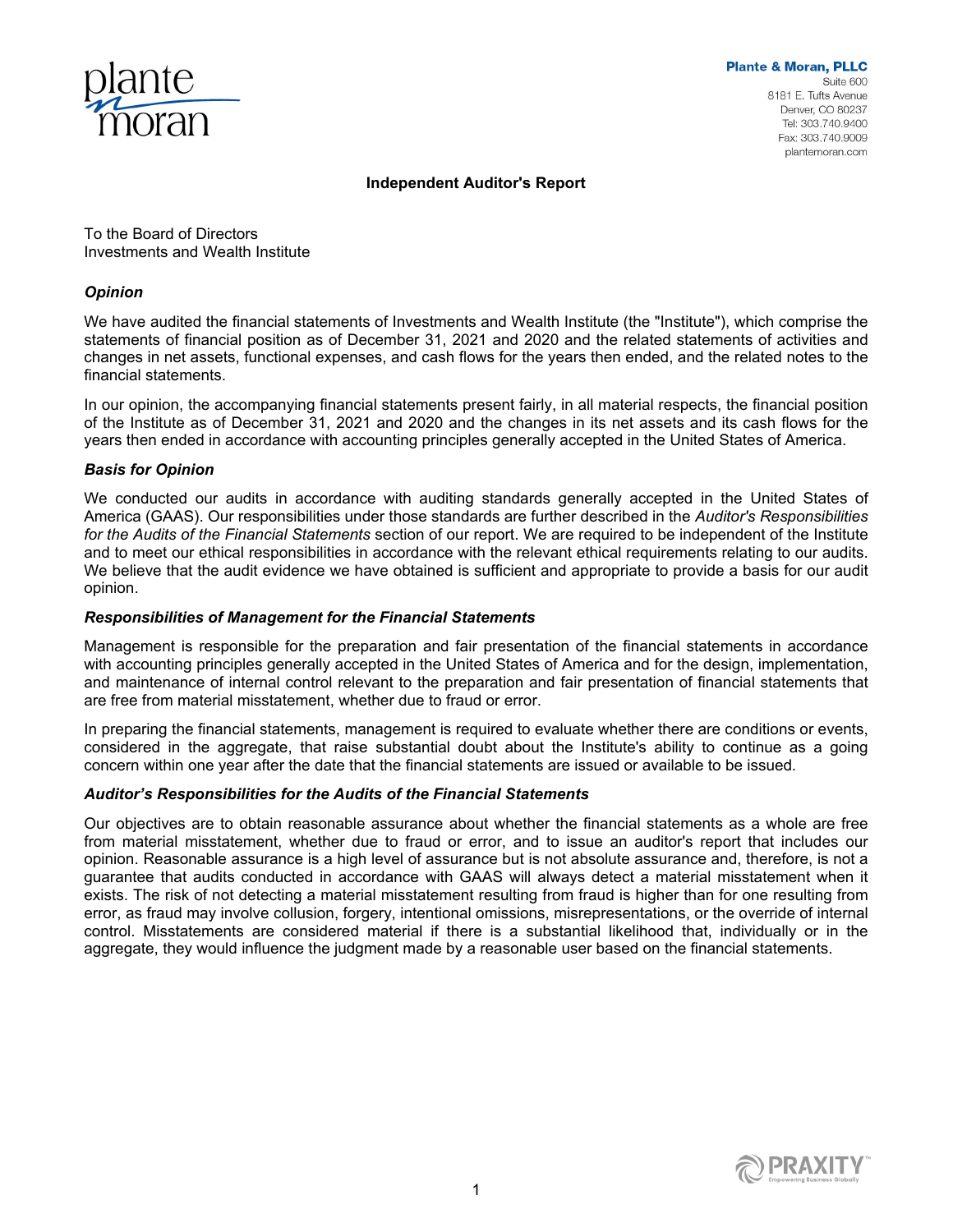Plante & Moran, PLLC
Suite 600
8181 E. Tufts Avenue
Denver, CO 80237
Tel: 303.740.9400
Fax: 303.740.9009
plantemoran.com

## Independent Auditor's Report

To the Board of Directors
Investments and Wealth Institute

### *Opinion*

We have audited the financial statements of Investments and Wealth Institute (the "Institute"), which comprise the statements of financial position as of December 31, 2021 and 2020 and the related statements of activities and changes in net assets, functional expenses, and cash flows for the years then ended, and the related notes to the financial statements.

In our opinion, the accompanying financial statements present fairly, in all material respects, the financial position of the Institute as of December 31, 2021 and 2020 and the changes in its net assets and its cash flows for the years then ended in accordance with accounting principles generally accepted in the United States of America.

### *Basis for Opinion*

We conducted our audits in accordance with auditing standards generally accepted in the United States of America (GAAS). Our responsibilities under those standards are further described in the *Auditor's Responsibilities for the Audits of the Financial Statements* section of our report. We are required to be independent of the Institute and to meet our ethical responsibilities in accordance with the relevant ethical requirements relating to our audits. We believe that the audit evidence we have obtained is sufficient and appropriate to provide a basis for our audit opinion.

### *Responsibilities of Management for the Financial Statements*

Management is responsible for the preparation and fair presentation of the financial statements in accordance with accounting principles generally accepted in the United States of America and for the design, implementation, and maintenance of internal control relevant to the preparation and fair presentation of financial statements that are free from material misstatement, whether due to fraud or error.

In preparing the financial statements, management is required to evaluate whether there are conditions or events, considered in the aggregate, that raise substantial doubt about the Institute's ability to continue as a going concern within one year after the date that the financial statements are issued or available to be issued.

### *Auditor's Responsibilities for the Audits of the Financial Statements*

Our objectives are to obtain reasonable assurance about whether the financial statements as a whole are free from material misstatement, whether due to fraud or error, and to issue an auditor's report that includes our opinion. Reasonable assurance is a high level of assurance but is not absolute assurance and, therefore, is not a guarantee that audits conducted in accordance with GAAS will always detect a material misstatement when it exists. The risk of not detecting a material misstatement resulting from fraud is higher than for one resulting from error, as fraud may involve collusion, forgery, intentional omissions, misrepresentations, or the override of internal control. Misstatements are considered material if there is a substantial likelihood that, individually or in the aggregate, they would influence the judgment made by a reasonable user based on the financial statements.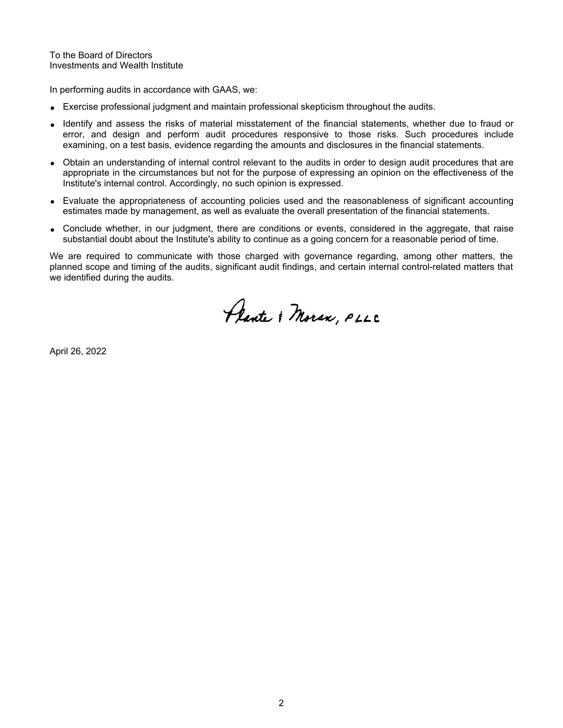To the Board of Directors
Investments and Wealth Institute

In performing audits in accordance with GAAS, we:

- Exercise professional judgment and maintain professional skepticism throughout the audits.
- Identify and assess the risks of material misstatement of the financial statements, whether due to fraud or error, and design and perform audit procedures responsive to those risks. Such procedures include examining, on a test basis, evidence regarding the amounts and disclosures in the financial statements.
- Obtain an understanding of internal control relevant to the audits in order to design audit procedures that are appropriate in the circumstances but not for the purpose of expressing an opinion on the effectiveness of the Institute's internal control. Accordingly, no such opinion is expressed.
- Evaluate the appropriateness of accounting policies used and the reasonableness of significant accounting estimates made by management, as well as evaluate the overall presentation of the financial statements.
- Conclude whether, in our judgment, there are conditions or events, considered in the aggregate, that raise substantial doubt about the Institute's ability to continue as a going concern for a reasonable period of time.

We are required to communicate with those charged with governance regarding, among other matters, the planned scope and timing of the audits, significant audit findings, and certain internal control-related matters that we identified during the audits.

Plante & Moran, PLLC

April 26, 2022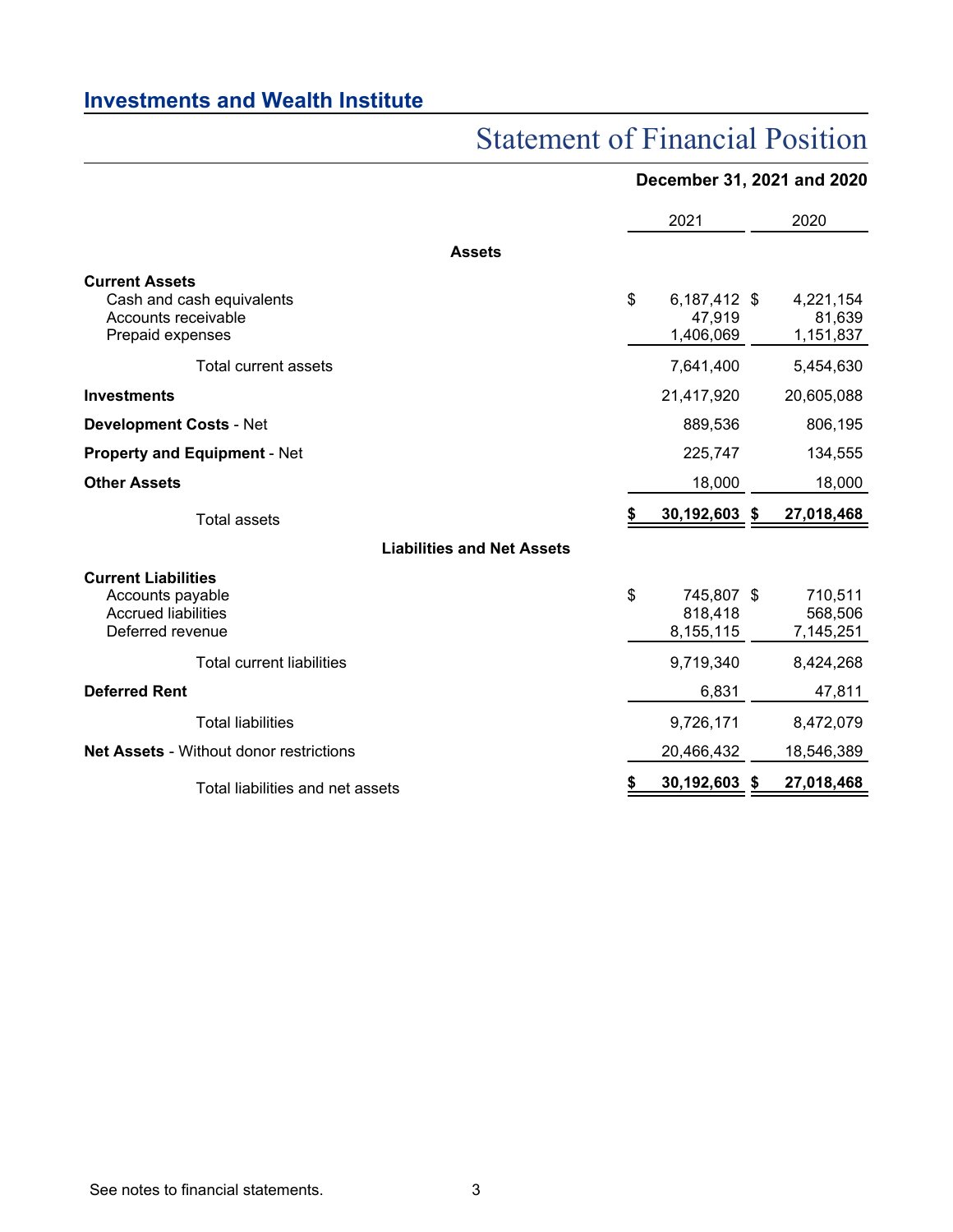## Investments and Wealth Institute

# Statement of Financial Position

**December 31, 2021 and 2020**

| | 2021 | 2020 |
|---|---|---|
| **Assets** | | |
| **Current Assets** | | |
| Cash and cash equivalents | $ 6,187,412 | $ 4,221,154 |
| Accounts receivable | 47,919 | 81,639 |
| Prepaid expenses | 1,406,069 | 1,151,837 |
| Total current assets | 7,641,400 | 5,454,630 |
| **Investments** | 21,417,920 | 20,605,088 |
| **Development Costs** - Net | 889,536 | 806,195 |
| **Property and Equipment** - Net | 225,747 | 134,555 |
| **Other Assets** | 18,000 | 18,000 |
| Total assets | **$ 30,192,603** | **$ 27,018,468** |
| **Liabilities and Net Assets** | | |
| **Current Liabilities** | | |
| Accounts payable | $ 745,807 | $ 710,511 |
| Accrued liabilities | 818,418 | 568,506 |
| Deferred revenue | 8,155,115 | 7,145,251 |
| Total current liabilities | 9,719,340 | 8,424,268 |
| **Deferred Rent** | 6,831 | 47,811 |
| Total liabilities | 9,726,171 | 8,472,079 |
| **Net Assets** - Without donor restrictions | 20,466,432 | 18,546,389 |
| Total liabilities and net assets | **$ 30,192,603** | **$ 27,018,468** |

See notes to financial statements.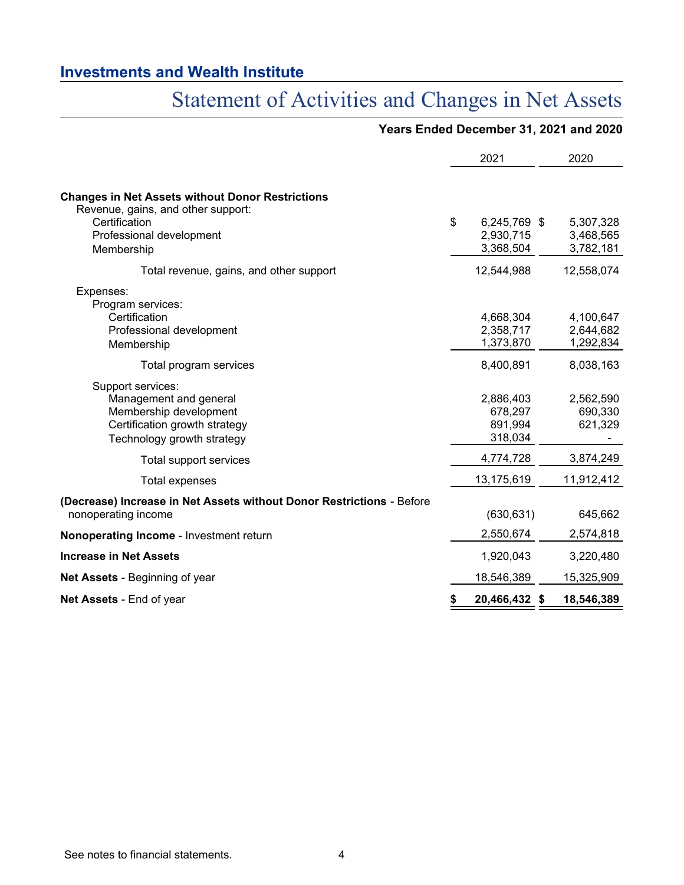## Investments and Wealth Institute

# Statement of Activities and Changes in Net Assets

**Years Ended December 31, 2021 and 2020**

| | 2021 | 2020 |
|---|---|---|
| **Changes in Net Assets without Donor Restrictions** | | |
| Revenue, gains, and other support: | | |
| Certification | $ 6,245,769 | $ 5,307,328 |
| Professional development | 2,930,715 | 3,468,565 |
| Membership | 3,368,504 | 3,782,181 |
| Total revenue, gains, and other support | 12,544,988 | 12,558,074 |
| Expenses: | | |
| Program services: | | |
| Certification | 4,668,304 | 4,100,647 |
| Professional development | 2,358,717 | 2,644,682 |
| Membership | 1,373,870 | 1,292,834 |
| Total program services | 8,400,891 | 8,038,163 |
| Support services: | | |
| Management and general | 2,886,403 | 2,562,590 |
| Membership development | 678,297 | 690,330 |
| Certification growth strategy | 891,994 | 621,329 |
| Technology growth strategy | 318,034 | - |
| Total support services | 4,774,728 | 3,874,249 |
| Total expenses | 13,175,619 | 11,912,412 |
| **(Decrease) Increase in Net Assets without Donor Restrictions** - Before nonoperating income | (630,631) | 645,662 |
| **Nonoperating Income** - Investment return | 2,550,674 | 2,574,818 |
| **Increase in Net Assets** | 1,920,043 | 3,220,480 |
| **Net Assets** - Beginning of year | 18,546,389 | 15,325,909 |
| **Net Assets** - End of year | **$ 20,466,432** | **$ 18,546,389** |

See notes to financial statements.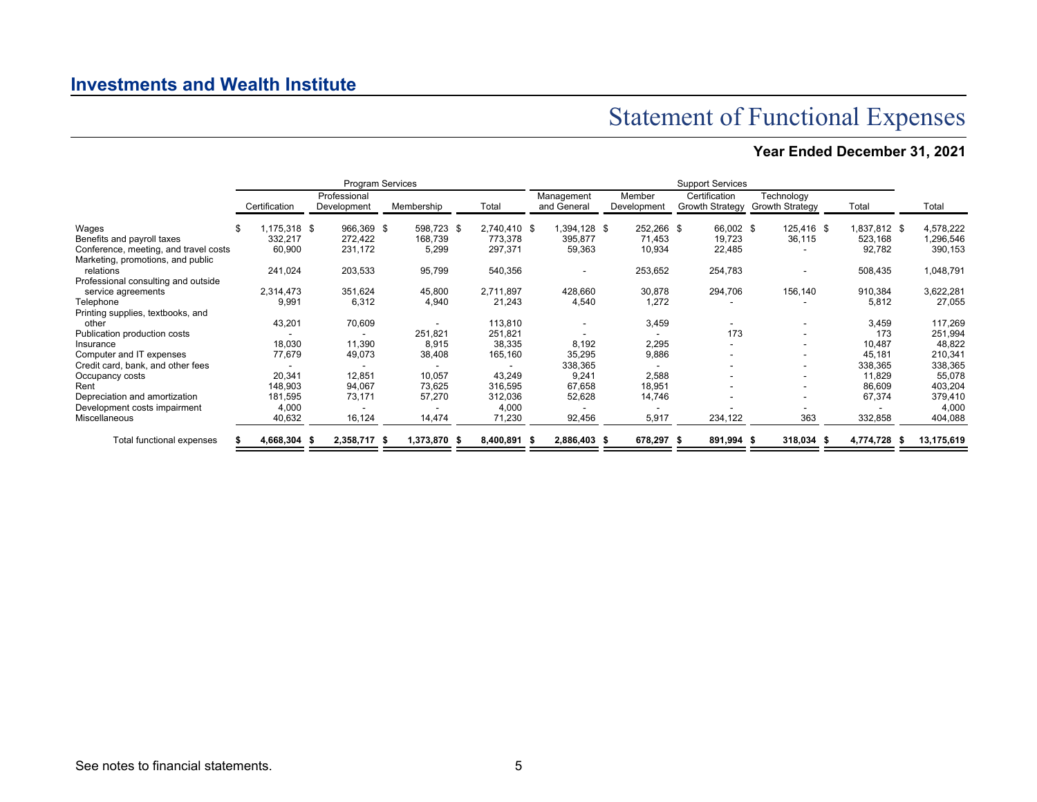## Investments and Wealth Institute

# Statement of Functional Expenses

### Year Ended December 31, 2021

| | Program Services | | | | Support Services | | | | | |
|---|---|---|---|---|---|---|---|---|---|---|
| | Certification | Professional Development | Membership | Total | Management and General | Member Development | Certification Growth Strategy | Technology Growth Strategy | Total | Total |
| Wages | $ 1,175,318 | $ 966,369 | $ 598,723 | $ 2,740,410 | $ 1,394,128 | $ 252,266 | $ 66,002 | $ 125,416 | $ 1,837,812 | $ 4,578,222 |
| Benefits and payroll taxes | 332,217 | 272,422 | 168,739 | 773,378 | 395,877 | 71,453 | 19,723 | 36,115 | 523,168 | 1,296,546 |
| Conference, meeting, and travel costs | 60,900 | 231,172 | 5,299 | 297,371 | 59,363 | 10,934 | 22,485 | - | 92,782 | 390,153 |
| Marketing, promotions, and public relations | 241,024 | 203,533 | 95,799 | 540,356 | - | 253,652 | 254,783 | - | 508,435 | 1,048,791 |
| Professional consulting and outside service agreements | 2,314,473 | 351,624 | 45,800 | 2,711,897 | 428,660 | 30,878 | 294,706 | 156,140 | 910,384 | 3,622,281 |
| Telephone | 9,991 | 6,312 | 4,940 | 21,243 | 4,540 | 1,272 | - | - | 5,812 | 27,055 |
| Printing supplies, textbooks, and other | 43,201 | 70,609 | - | 113,810 | - | 3,459 | - | - | 3,459 | 117,269 |
| Publication production costs | - | - | 251,821 | 251,821 | - | - | 173 | - | 173 | 251,994 |
| Insurance | 18,030 | 11,390 | 8,915 | 38,335 | 8,192 | 2,295 | - | - | 10,487 | 48,822 |
| Computer and IT expenses | 77,679 | 49,073 | 38,408 | 165,160 | 35,295 | 9,886 | - | - | 45,181 | 210,341 |
| Credit card, bank, and other fees | - | - | - | - | 338,365 | - | - | - | 338,365 | 338,365 |
| Occupancy costs | 20,341 | 12,851 | 10,057 | 43,249 | 9,241 | 2,588 | - | - | 11,829 | 55,078 |
| Rent | 148,903 | 94,067 | 73,625 | 316,595 | 67,658 | 18,951 | - | - | 86,609 | 403,204 |
| Depreciation and amortization | 181,595 | 73,171 | 57,270 | 312,036 | 52,628 | 14,746 | - | - | 67,374 | 379,410 |
| Development costs impairment | 4,000 | - | - | 4,000 | - | - | - | - | - | 4,000 |
| Miscellaneous | 40,632 | 16,124 | 14,474 | 71,230 | 92,456 | 5,917 | 234,122 | 363 | 332,858 | 404,088 |
| Total functional expenses | **$ 4,668,304** | **$ 2,358,717** | **$ 1,373,870** | **$ 8,400,891** | **$ 2,886,403** | **$ 678,297** | **$ 891,994** | **$ 318,034** | **$ 4,774,728** | **$ 13,175,619** |

See notes to financial statements.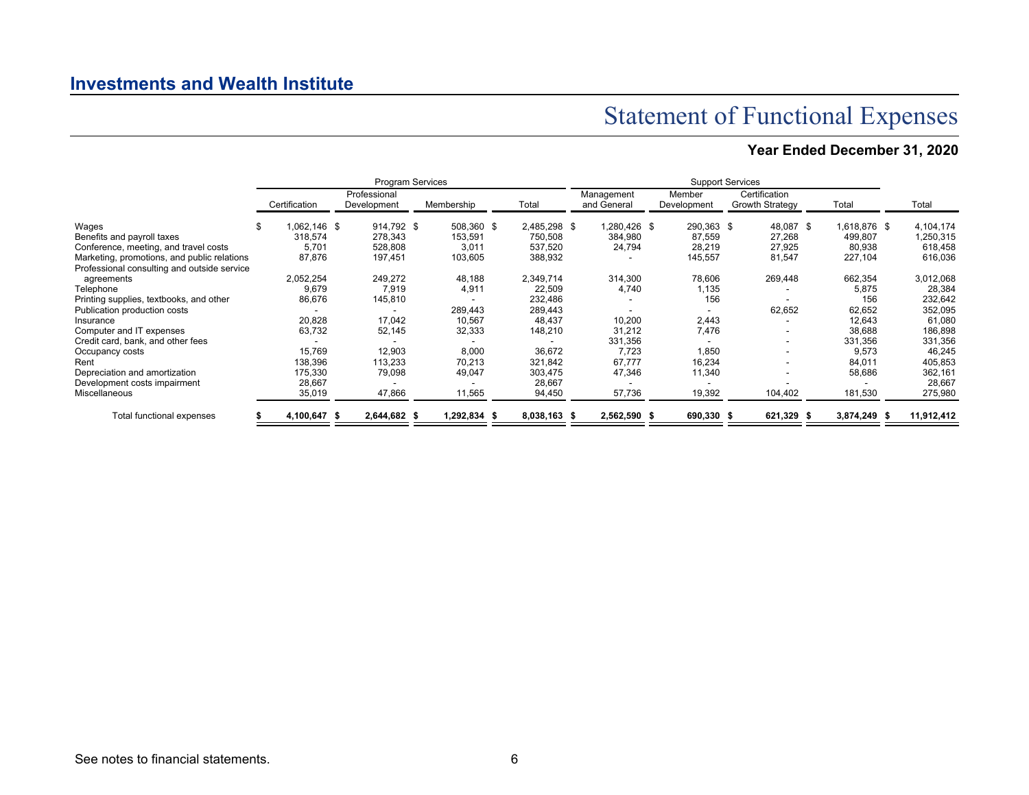## Investments and Wealth Institute

# Statement of Functional Expenses

### Year Ended December 31, 2020

| | Program Services | | | | Support Services | | | | |
|---|---|---|---|---|---|---|---|---|---|
| | Certification | Professional Development | Membership | Total | Management and General | Member Development | Certification Growth Strategy | Total | Total |
| Wages | $ 1,062,146 | $ 914,792 | $ 508,360 | $ 2,485,298 | $ 1,280,426 | $ 290,363 | $ 48,087 | $ 1,618,876 | $ 4,104,174 |
| Benefits and payroll taxes | 318,574 | 278,343 | 153,591 | 750,508 | 384,980 | 87,559 | 27,268 | 499,807 | 1,250,315 |
| Conference, meeting, and travel costs | 5,701 | 528,808 | 3,011 | 537,520 | 24,794 | 28,219 | 27,925 | 80,938 | 618,458 |
| Marketing, promotions, and public relations | 87,876 | 197,451 | 103,605 | 388,932 | - | 145,557 | 81,547 | 227,104 | 616,036 |
| Professional consulting and outside service agreements | 2,052,254 | 249,272 | 48,188 | 2,349,714 | 314,300 | 78,606 | 269,448 | 662,354 | 3,012,068 |
| Telephone | 9,679 | 7,919 | 4,911 | 22,509 | 4,740 | 1,135 | - | 5,875 | 28,384 |
| Printing supplies, textbooks, and other | 86,676 | 145,810 | - | 232,486 | - | 156 | - | 156 | 232,642 |
| Publication production costs | - | - | 289,443 | 289,443 | - | - | 62,652 | 62,652 | 352,095 |
| Insurance | 20,828 | 17,042 | 10,567 | 48,437 | 10,200 | 2,443 | - | 12,643 | 61,080 |
| Computer and IT expenses | 63,732 | 52,145 | 32,333 | 148,210 | 31,212 | 7,476 | - | 38,688 | 186,898 |
| Credit card, bank, and other fees | - | - | - | - | 331,356 | - | - | 331,356 | 331,356 |
| Occupancy costs | 15,769 | 12,903 | 8,000 | 36,672 | 7,723 | 1,850 | - | 9,573 | 46,245 |
| Rent | 138,396 | 113,233 | 70,213 | 321,842 | 67,777 | 16,234 | - | 84,011 | 405,853 |
| Depreciation and amortization | 175,330 | 79,098 | 49,047 | 303,475 | 47,346 | 11,340 | - | 58,686 | 362,161 |
| Development costs impairment | 28,667 | - | - | 28,667 | - | - | - | - | 28,667 |
| Miscellaneous | 35,019 | 47,866 | 11,565 | 94,450 | 57,736 | 19,392 | 104,402 | 181,530 | 275,980 |
| **Total functional expenses** | **$ 4,100,647** | **$ 2,644,682** | **$ 1,292,834** | **$ 8,038,163** | **$ 2,562,590** | **$ 690,330** | **$ 621,329** | **$ 3,874,249** | **$ 11,912,412** |

See notes to financial statements.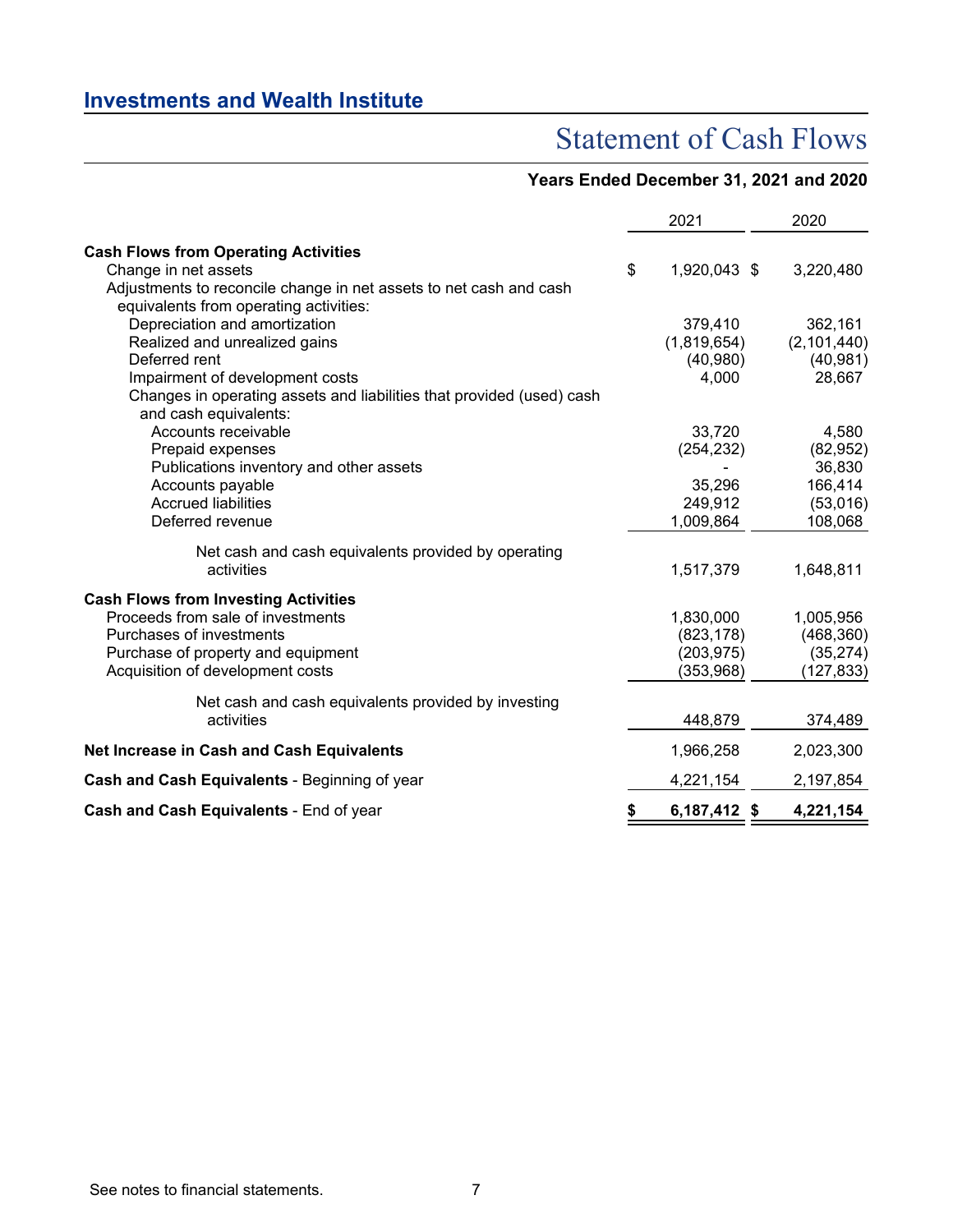## Investments and Wealth Institute

# Statement of Cash Flows

### Years Ended December 31, 2021 and 2020

| | 2021 | 2020 |
|---|---|---|
| **Cash Flows from Operating Activities** | | |
| Change in net assets | $ 1,920,043 | $ 3,220,480 |
| Adjustments to reconcile change in net assets to net cash and cash equivalents from operating activities: | | |
| Depreciation and amortization | 379,410 | 362,161 |
| Realized and unrealized gains | (1,819,654) | (2,101,440) |
| Deferred rent | (40,980) | (40,981) |
| Impairment of development costs | 4,000 | 28,667 |
| Changes in operating assets and liabilities that provided (used) cash and cash equivalents: | | |
| Accounts receivable | 33,720 | 4,580 |
| Prepaid expenses | (254,232) | (82,952) |
| Publications inventory and other assets | - | 36,830 |
| Accounts payable | 35,296 | 166,414 |
| Accrued liabilities | 249,912 | (53,016) |
| Deferred revenue | 1,009,864 | 108,068 |
| Net cash and cash equivalents provided by operating activities | 1,517,379 | 1,648,811 |
| **Cash Flows from Investing Activities** | | |
| Proceeds from sale of investments | 1,830,000 | 1,005,956 |
| Purchases of investments | (823,178) | (468,360) |
| Purchase of property and equipment | (203,975) | (35,274) |
| Acquisition of development costs | (353,968) | (127,833) |
| Net cash and cash equivalents provided by investing activities | 448,879 | 374,489 |
| **Net Increase in Cash and Cash Equivalents** | 1,966,258 | 2,023,300 |
| **Cash and Cash Equivalents** - Beginning of year | 4,221,154 | 2,197,854 |
| **Cash and Cash Equivalents** - End of year | **$ 6,187,412** | **$ 4,221,154** |

See notes to financial statements.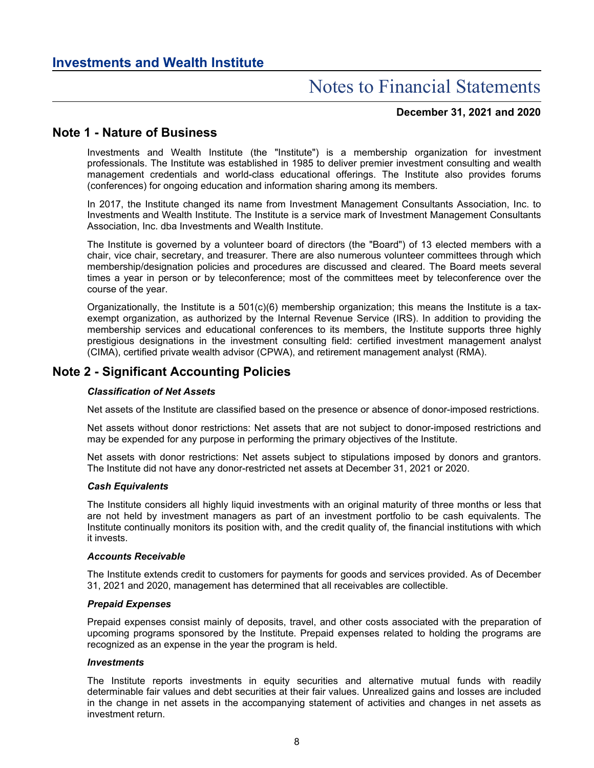# Investments and Wealth Institute

## Notes to Financial Statements

**December 31, 2021 and 2020**

## Note 1 - Nature of Business

Investments and Wealth Institute (the "Institute") is a membership organization for investment professionals. The Institute was established in 1985 to deliver premier investment consulting and wealth management credentials and world-class educational offerings. The Institute also provides forums (conferences) for ongoing education and information sharing among its members.

In 2017, the Institute changed its name from Investment Management Consultants Association, Inc. to Investments and Wealth Institute. The Institute is a service mark of Investment Management Consultants Association, Inc. dba Investments and Wealth Institute.

The Institute is governed by a volunteer board of directors (the "Board") of 13 elected members with a chair, vice chair, secretary, and treasurer. There are also numerous volunteer committees through which membership/designation policies and procedures are discussed and cleared. The Board meets several times a year in person or by teleconference; most of the committees meet by teleconference over the course of the year.

Organizationally, the Institute is a 501(c)(6) membership organization; this means the Institute is a tax-exempt organization, as authorized by the Internal Revenue Service (IRS). In addition to providing the membership services and educational conferences to its members, the Institute supports three highly prestigious designations in the investment consulting field: certified investment management analyst (CIMA), certified private wealth advisor (CPWA), and retirement management analyst (RMA).

## Note 2 - Significant Accounting Policies

***Classification of Net Assets***

Net assets of the Institute are classified based on the presence or absence of donor-imposed restrictions.

Net assets without donor restrictions: Net assets that are not subject to donor-imposed restrictions and may be expended for any purpose in performing the primary objectives of the Institute.

Net assets with donor restrictions: Net assets subject to stipulations imposed by donors and grantors. The Institute did not have any donor-restricted net assets at December 31, 2021 or 2020.

***Cash Equivalents***

The Institute considers all highly liquid investments with an original maturity of three months or less that are not held by investment managers as part of an investment portfolio to be cash equivalents. The Institute continually monitors its position with, and the credit quality of, the financial institutions with which it invests.

***Accounts Receivable***

The Institute extends credit to customers for payments for goods and services provided. As of December 31, 2021 and 2020, management has determined that all receivables are collectible.

***Prepaid Expenses***

Prepaid expenses consist mainly of deposits, travel, and other costs associated with the preparation of upcoming programs sponsored by the Institute. Prepaid expenses related to holding the programs are recognized as an expense in the year the program is held.

***Investments***

The Institute reports investments in equity securities and alternative mutual funds with readily determinable fair values and debt securities at their fair values. Unrealized gains and losses are included in the change in net assets in the accompanying statement of activities and changes in net assets as investment return.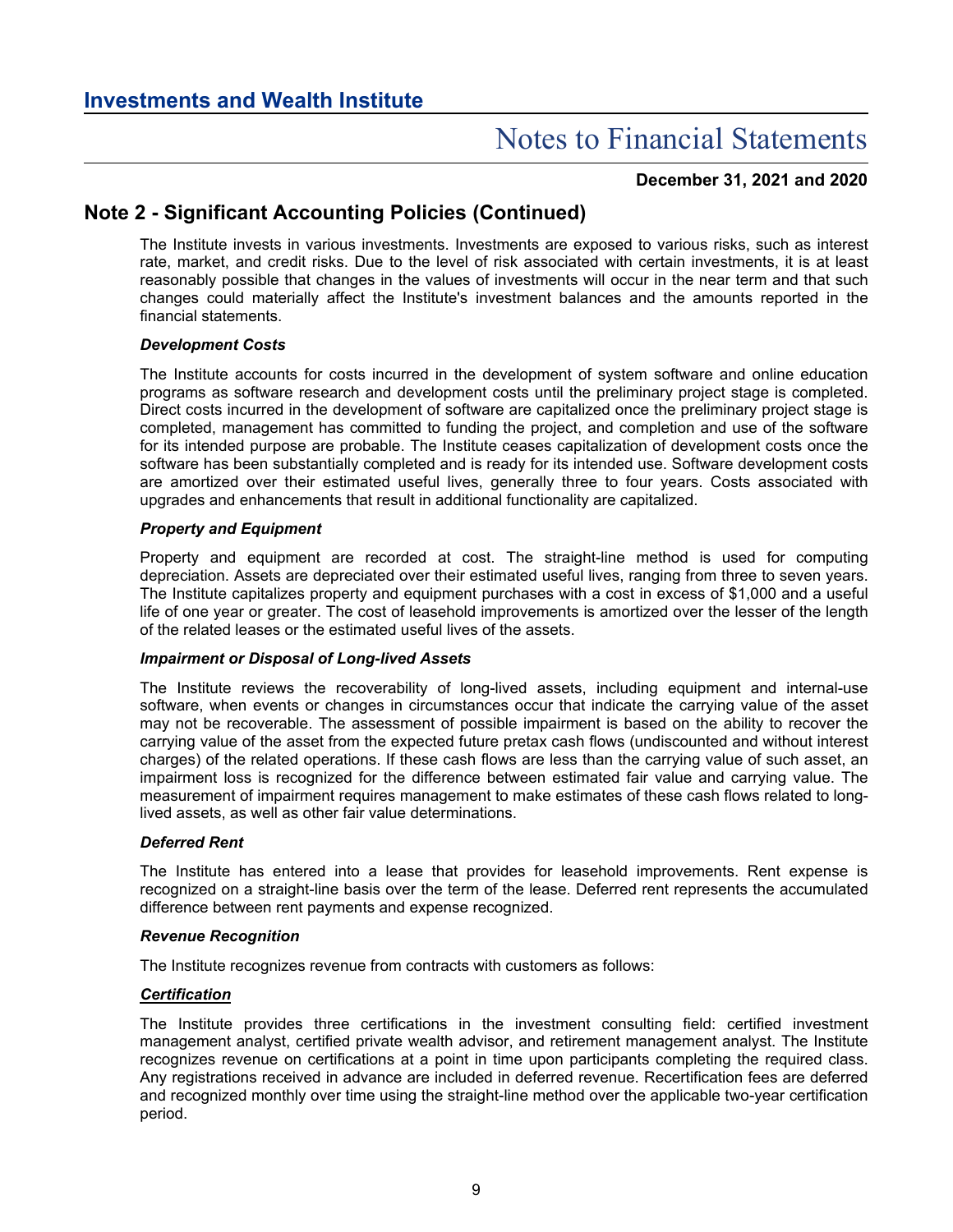## Note 2 - Significant Accounting Policies (Continued)

The Institute invests in various investments. Investments are exposed to various risks, such as interest rate, market, and credit risks. Due to the level of risk associated with certain investments, it is at least reasonably possible that changes in the values of investments will occur in the near term and that such changes could materially affect the Institute's investment balances and the amounts reported in the financial statements.

***Development Costs***

The Institute accounts for costs incurred in the development of system software and online education programs as software research and development costs until the preliminary project stage is completed. Direct costs incurred in the development of software are capitalized once the preliminary project stage is completed, management has committed to funding the project, and completion and use of the software for its intended purpose are probable. The Institute ceases capitalization of development costs once the software has been substantially completed and is ready for its intended use. Software development costs are amortized over their estimated useful lives, generally three to four years. Costs associated with upgrades and enhancements that result in additional functionality are capitalized.

***Property and Equipment***

Property and equipment are recorded at cost. The straight-line method is used for computing depreciation. Assets are depreciated over their estimated useful lives, ranging from three to seven years. The Institute capitalizes property and equipment purchases with a cost in excess of $1,000 and a useful life of one year or greater. The cost of leasehold improvements is amortized over the lesser of the length of the related leases or the estimated useful lives of the assets.

***Impairment or Disposal of Long-lived Assets***

The Institute reviews the recoverability of long-lived assets, including equipment and internal-use software, when events or changes in circumstances occur that indicate the carrying value of the asset may not be recoverable. The assessment of possible impairment is based on the ability to recover the carrying value of the asset from the expected future pretax cash flows (undiscounted and without interest charges) of the related operations. If these cash flows are less than the carrying value of such asset, an impairment loss is recognized for the difference between estimated fair value and carrying value. The measurement of impairment requires management to make estimates of these cash flows related to long-lived assets, as well as other fair value determinations.

***Deferred Rent***

The Institute has entered into a lease that provides for leasehold improvements. Rent expense is recognized on a straight-line basis over the term of the lease. Deferred rent represents the accumulated difference between rent payments and expense recognized.

***Revenue Recognition***

The Institute recognizes revenue from contracts with customers as follows:

***<u>Certification</u>***

The Institute provides three certifications in the investment consulting field: certified investment management analyst, certified private wealth advisor, and retirement management analyst. The Institute recognizes revenue on certifications at a point in time upon participants completing the required class. Any registrations received in advance are included in deferred revenue. Recertification fees are deferred and recognized monthly over time using the straight-line method over the applicable two-year certification period.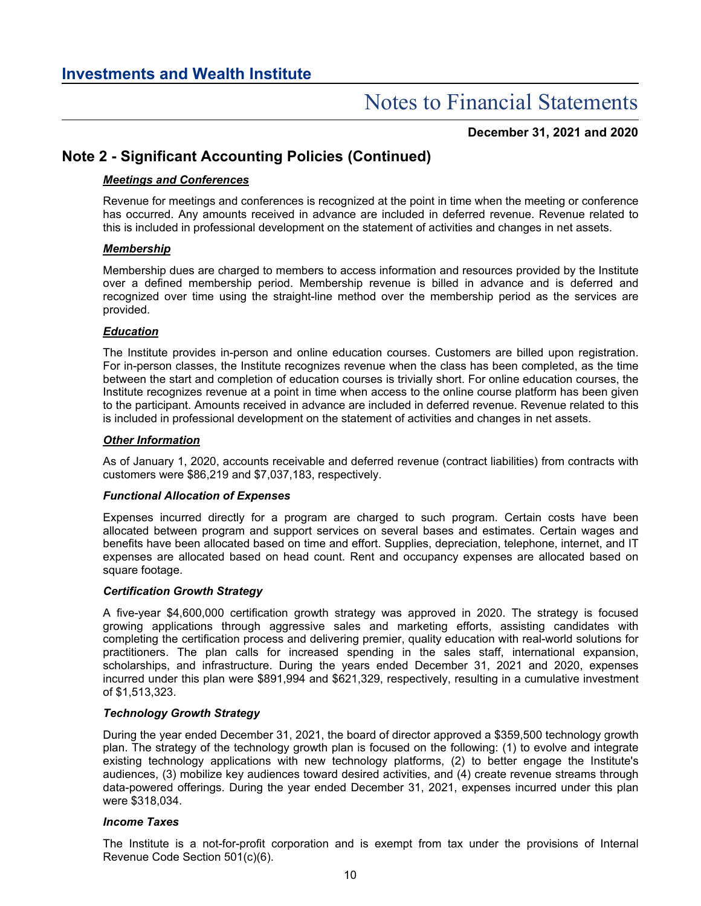## Note 2 - Significant Accounting Policies (Continued)

***Meetings and Conferences***

Revenue for meetings and conferences is recognized at the point in time when the meeting or conference has occurred. Any amounts received in advance are included in deferred revenue. Revenue related to this is included in professional development on the statement of activities and changes in net assets.

***Membership***

Membership dues are charged to members to access information and resources provided by the Institute over a defined membership period. Membership revenue is billed in advance and is deferred and recognized over time using the straight-line method over the membership period as the services are provided.

***Education***

The Institute provides in-person and online education courses. Customers are billed upon registration. For in-person classes, the Institute recognizes revenue when the class has been completed, as the time between the start and completion of education courses is trivially short. For online education courses, the Institute recognizes revenue at a point in time when access to the online course platform has been given to the participant. Amounts received in advance are included in deferred revenue. Revenue related to this is included in professional development on the statement of activities and changes in net assets.

***Other Information***

As of January 1, 2020, accounts receivable and deferred revenue (contract liabilities) from contracts with customers were $86,219 and $7,037,183, respectively.

***Functional Allocation of Expenses***

Expenses incurred directly for a program are charged to such program. Certain costs have been allocated between program and support services on several bases and estimates. Certain wages and benefits have been allocated based on time and effort. Supplies, depreciation, telephone, internet, and IT expenses are allocated based on head count. Rent and occupancy expenses are allocated based on square footage.

***Certification Growth Strategy***

A five-year $4,600,000 certification growth strategy was approved in 2020. The strategy is focused growing applications through aggressive sales and marketing efforts, assisting candidates with completing the certification process and delivering premier, quality education with real-world solutions for practitioners. The plan calls for increased spending in the sales staff, international expansion, scholarships, and infrastructure. During the years ended December 31, 2021 and 2020, expenses incurred under this plan were $891,994 and $621,329, respectively, resulting in a cumulative investment of $1,513,323.

***Technology Growth Strategy***

During the year ended December 31, 2021, the board of director approved a $359,500 technology growth plan. The strategy of the technology growth plan is focused on the following: (1) to evolve and integrate existing technology applications with new technology platforms, (2) to better engage the Institute's audiences, (3) mobilize key audiences toward desired activities, and (4) create revenue streams through data-powered offerings. During the year ended December 31, 2021, expenses incurred under this plan were $318,034.

***Income Taxes***

The Institute is a not-for-profit corporation and is exempt from tax under the provisions of Internal Revenue Code Section 501(c)(6).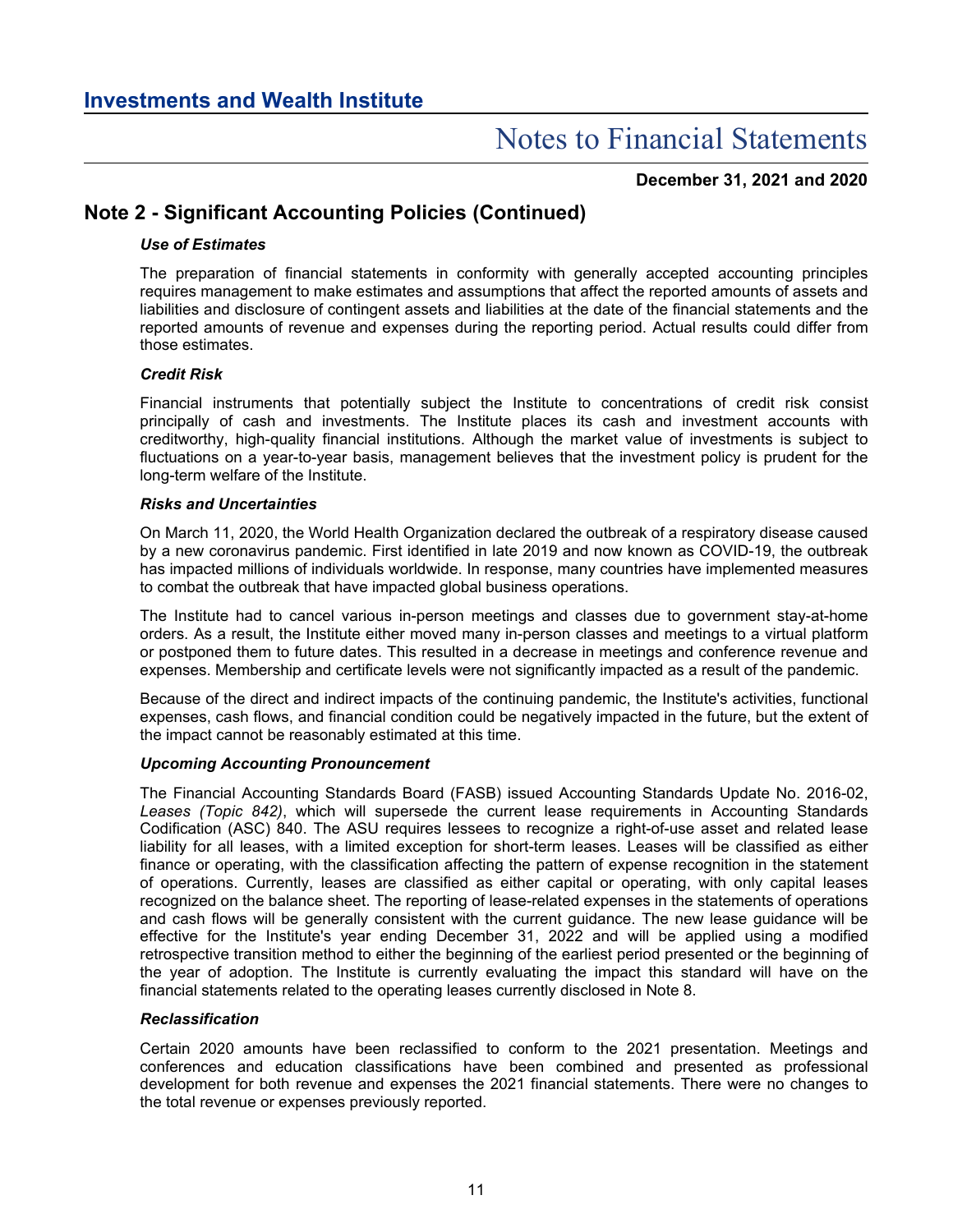## Note 2 - Significant Accounting Policies (Continued)

### *Use of Estimates*

The preparation of financial statements in conformity with generally accepted accounting principles requires management to make estimates and assumptions that affect the reported amounts of assets and liabilities and disclosure of contingent assets and liabilities at the date of the financial statements and the reported amounts of revenue and expenses during the reporting period. Actual results could differ from those estimates.

### *Credit Risk*

Financial instruments that potentially subject the Institute to concentrations of credit risk consist principally of cash and investments. The Institute places its cash and investment accounts with creditworthy, high-quality financial institutions. Although the market value of investments is subject to fluctuations on a year-to-year basis, management believes that the investment policy is prudent for the long-term welfare of the Institute.

### *Risks and Uncertainties*

On March 11, 2020, the World Health Organization declared the outbreak of a respiratory disease caused by a new coronavirus pandemic. First identified in late 2019 and now known as COVID-19, the outbreak has impacted millions of individuals worldwide. In response, many countries have implemented measures to combat the outbreak that have impacted global business operations.

The Institute had to cancel various in-person meetings and classes due to government stay-at-home orders. As a result, the Institute either moved many in-person classes and meetings to a virtual platform or postponed them to future dates. This resulted in a decrease in meetings and conference revenue and expenses. Membership and certificate levels were not significantly impacted as a result of the pandemic.

Because of the direct and indirect impacts of the continuing pandemic, the Institute's activities, functional expenses, cash flows, and financial condition could be negatively impacted in the future, but the extent of the impact cannot be reasonably estimated at this time.

### *Upcoming Accounting Pronouncement*

The Financial Accounting Standards Board (FASB) issued Accounting Standards Update No. 2016-02, *Leases (Topic 842)*, which will supersede the current lease requirements in Accounting Standards Codification (ASC) 840. The ASU requires lessees to recognize a right-of-use asset and related lease liability for all leases, with a limited exception for short-term leases. Leases will be classified as either finance or operating, with the classification affecting the pattern of expense recognition in the statement of operations. Currently, leases are classified as either capital or operating, with only capital leases recognized on the balance sheet. The reporting of lease-related expenses in the statements of operations and cash flows will be generally consistent with the current guidance. The new lease guidance will be effective for the Institute's year ending December 31, 2022 and will be applied using a modified retrospective transition method to either the beginning of the earliest period presented or the beginning of the year of adoption. The Institute is currently evaluating the impact this standard will have on the financial statements related to the operating leases currently disclosed in Note 8.

### *Reclassification*

Certain 2020 amounts have been reclassified to conform to the 2021 presentation. Meetings and conferences and education classifications have been combined and presented as professional development for both revenue and expenses the 2021 financial statements. There were no changes to the total revenue or expenses previously reported.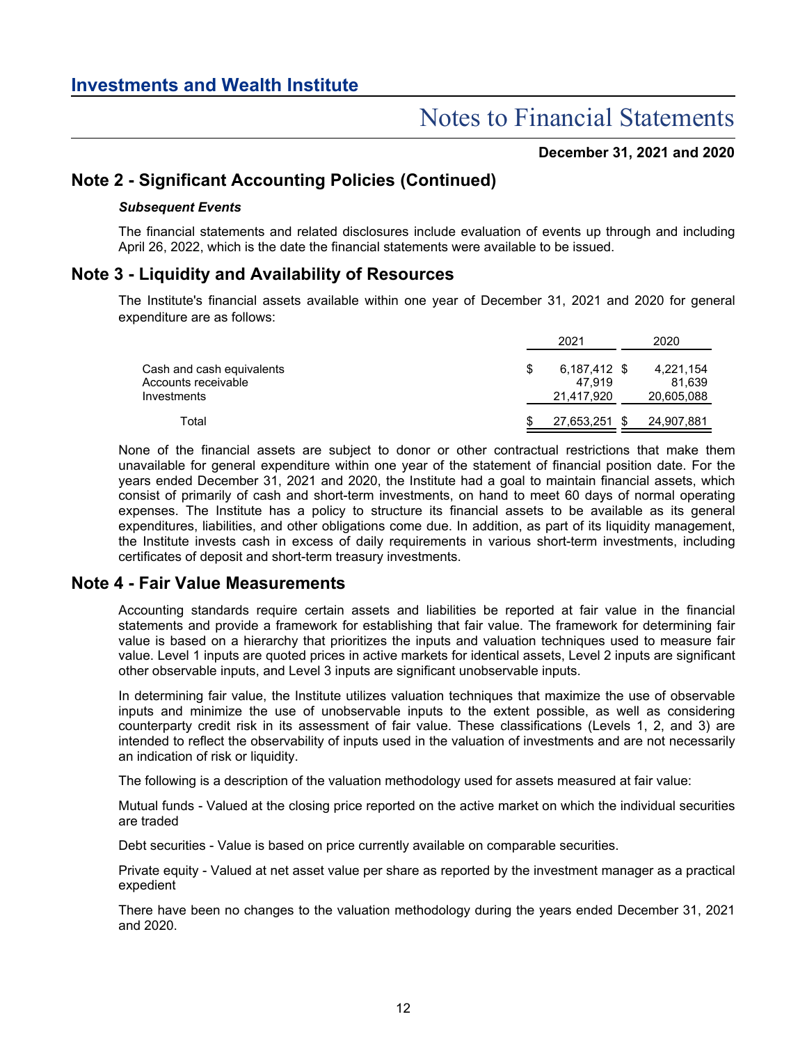## Note 2 - Significant Accounting Policies (Continued)

***Subsequent Events***

The financial statements and related disclosures include evaluation of events up through and including April 26, 2022, which is the date the financial statements were available to be issued.

## Note 3 - Liquidity and Availability of Resources

The Institute's financial assets available within one year of December 31, 2021 and 2020 for general expenditure are as follows:

| | 2021 | 2020 |
|---|---|---|
| Cash and cash equivalents | $ 6,187,412 | $ 4,221,154 |
| Accounts receivable | 47,919 | 81,639 |
| Investments | 21,417,920 | 20,605,088 |
| Total | $ 27,653,251 | $ 24,907,881 |

None of the financial assets are subject to donor or other contractual restrictions that make them unavailable for general expenditure within one year of the statement of financial position date. For the years ended December 31, 2021 and 2020, the Institute had a goal to maintain financial assets, which consist of primarily of cash and short-term investments, on hand to meet 60 days of normal operating expenses. The Institute has a policy to structure its financial assets to be available as its general expenditures, liabilities, and other obligations come due. In addition, as part of its liquidity management, the Institute invests cash in excess of daily requirements in various short-term investments, including certificates of deposit and short-term treasury investments.

## Note 4 - Fair Value Measurements

Accounting standards require certain assets and liabilities be reported at fair value in the financial statements and provide a framework for establishing that fair value. The framework for determining fair value is based on a hierarchy that prioritizes the inputs and valuation techniques used to measure fair value. Level 1 inputs are quoted prices in active markets for identical assets, Level 2 inputs are significant other observable inputs, and Level 3 inputs are significant unobservable inputs.

In determining fair value, the Institute utilizes valuation techniques that maximize the use of observable inputs and minimize the use of unobservable inputs to the extent possible, as well as considering counterparty credit risk in its assessment of fair value. These classifications (Levels 1, 2, and 3) are intended to reflect the observability of inputs used in the valuation of investments and are not necessarily an indication of risk or liquidity.

The following is a description of the valuation methodology used for assets measured at fair value:

Mutual funds - Valued at the closing price reported on the active market on which the individual securities are traded

Debt securities - Value is based on price currently available on comparable securities.

Private equity - Valued at net asset value per share as reported by the investment manager as a practical expedient

There have been no changes to the valuation methodology during the years ended December 31, 2021 and 2020.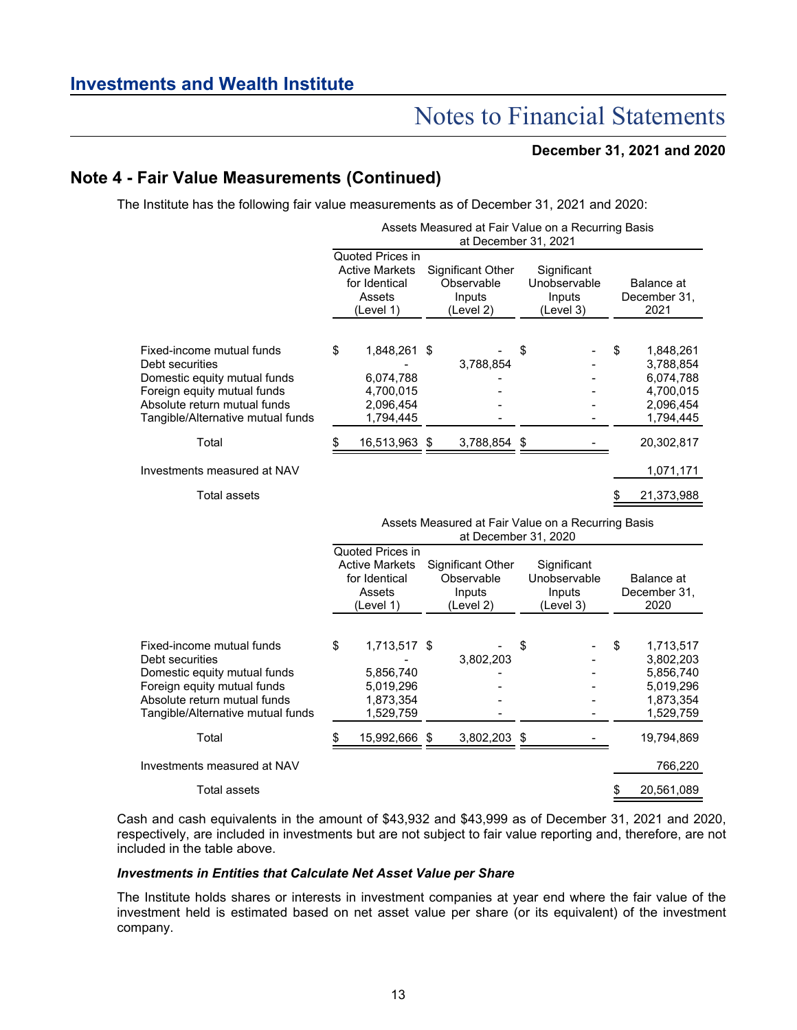## Note 4 - Fair Value Measurements (Continued)

The Institute has the following fair value measurements as of December 31, 2021 and 2020:

| | Assets Measured at Fair Value on a Recurring Basis at December 31, 2021 | | | |
|---|---|---|---|---|
| | Quoted Prices in Active Markets for Identical Assets (Level 1) | Significant Other Observable Inputs (Level 2) | Significant Unobservable Inputs (Level 3) | Balance at December 31, 2021 |
| Fixed-income mutual funds | $ 1,848,261 | $ - | $ - | $ 1,848,261 |
| Debt securities | - | 3,788,854 | - | 3,788,854 |
| Domestic equity mutual funds | 6,074,788 | - | - | 6,074,788 |
| Foreign equity mutual funds | 4,700,015 | - | - | 4,700,015 |
| Absolute return mutual funds | 2,096,454 | - | - | 2,096,454 |
| Tangible/Alternative mutual funds | 1,794,445 | - | - | 1,794,445 |
| Total | $ 16,513,963 | $ 3,788,854 | $ - | 20,302,817 |
| Investments measured at NAV | | | | 1,071,171 |
| Total assets | | | | $ 21,373,988 |

| | Assets Measured at Fair Value on a Recurring Basis at December 31, 2020 | | | |
|---|---|---|---|---|
| | Quoted Prices in Active Markets for Identical Assets (Level 1) | Significant Other Observable Inputs (Level 2) | Significant Unobservable Inputs (Level 3) | Balance at December 31, 2020 |
| Fixed-income mutual funds | $ 1,713,517 | $ - | $ - | $ 1,713,517 |
| Debt securities | - | 3,802,203 | - | 3,802,203 |
| Domestic equity mutual funds | 5,856,740 | - | - | 5,856,740 |
| Foreign equity mutual funds | 5,019,296 | - | - | 5,019,296 |
| Absolute return mutual funds | 1,873,354 | - | - | 1,873,354 |
| Tangible/Alternative mutual funds | 1,529,759 | - | - | 1,529,759 |
| Total | $ 15,992,666 | $ 3,802,203 | $ - | 19,794,869 |
| Investments measured at NAV | | | | 766,220 |
| Total assets | | | | $ 20,561,089 |

Cash and cash equivalents in the amount of $43,932 and $43,999 as of December 31, 2021 and 2020, respectively, are included in investments but are not subject to fair value reporting and, therefore, are not included in the table above.

### *Investments in Entities that Calculate Net Asset Value per Share*

The Institute holds shares or interests in investment companies at year end where the fair value of the investment held is estimated based on net asset value per share (or its equivalent) of the investment company.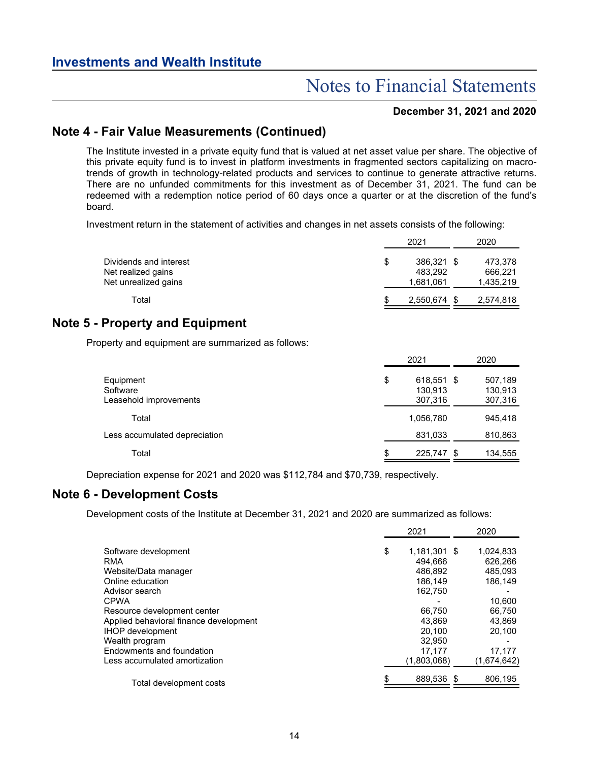## Note 4 - Fair Value Measurements (Continued)

The Institute invested in a private equity fund that is valued at net asset value per share. The objective of this private equity fund is to invest in platform investments in fragmented sectors capitalizing on macro-trends of growth in technology-related products and services to continue to generate attractive returns. There are no unfunded commitments for this investment as of December 31, 2021. The fund can be redeemed with a redemption notice period of 60 days once a quarter or at the discretion of the fund's board.

Investment return in the statement of activities and changes in net assets consists of the following:

| | 2021 | 2020 |
|---|---|---|
| Dividends and interest | $ 386,321 | $ 473,378 |
| Net realized gains | 483,292 | 666,221 |
| Net unrealized gains | 1,681,061 | 1,435,219 |
| Total | $ 2,550,674 | $ 2,574,818 |

## Note 5 - Property and Equipment

Property and equipment are summarized as follows:

| | 2021 | 2020 |
|---|---|---|
| Equipment | $ 618,551 | $ 507,189 |
| Software | 130,913 | 130,913 |
| Leasehold improvements | 307,316 | 307,316 |
| Total | 1,056,780 | 945,418 |
| Less accumulated depreciation | 831,033 | 810,863 |
| Total | $ 225,747 | $ 134,555 |

Depreciation expense for 2021 and 2020 was $112,784 and $70,739, respectively.

## Note 6 - Development Costs

Development costs of the Institute at December 31, 2021 and 2020 are summarized as follows:

| | 2021 | 2020 |
|---|---|---|
| Software development | $ 1,181,301 | $ 1,024,833 |
| RMA | 494,666 | 626,266 |
| Website/Data manager | 486,892 | 485,093 |
| Online education | 186,149 | 186,149 |
| Advisor search | 162,750 | - |
| CPWA | - | 10,600 |
| Resource development center | 66,750 | 66,750 |
| Applied behavioral finance development | 43,869 | 43,869 |
| IHOP development | 20,100 | 20,100 |
| Wealth program | 32,950 | - |
| Endowments and foundation | 17,177 | 17,177 |
| Less accumulated amortization | (1,803,068) | (1,674,642) |
| Total development costs | $ 889,536 | $ 806,195 |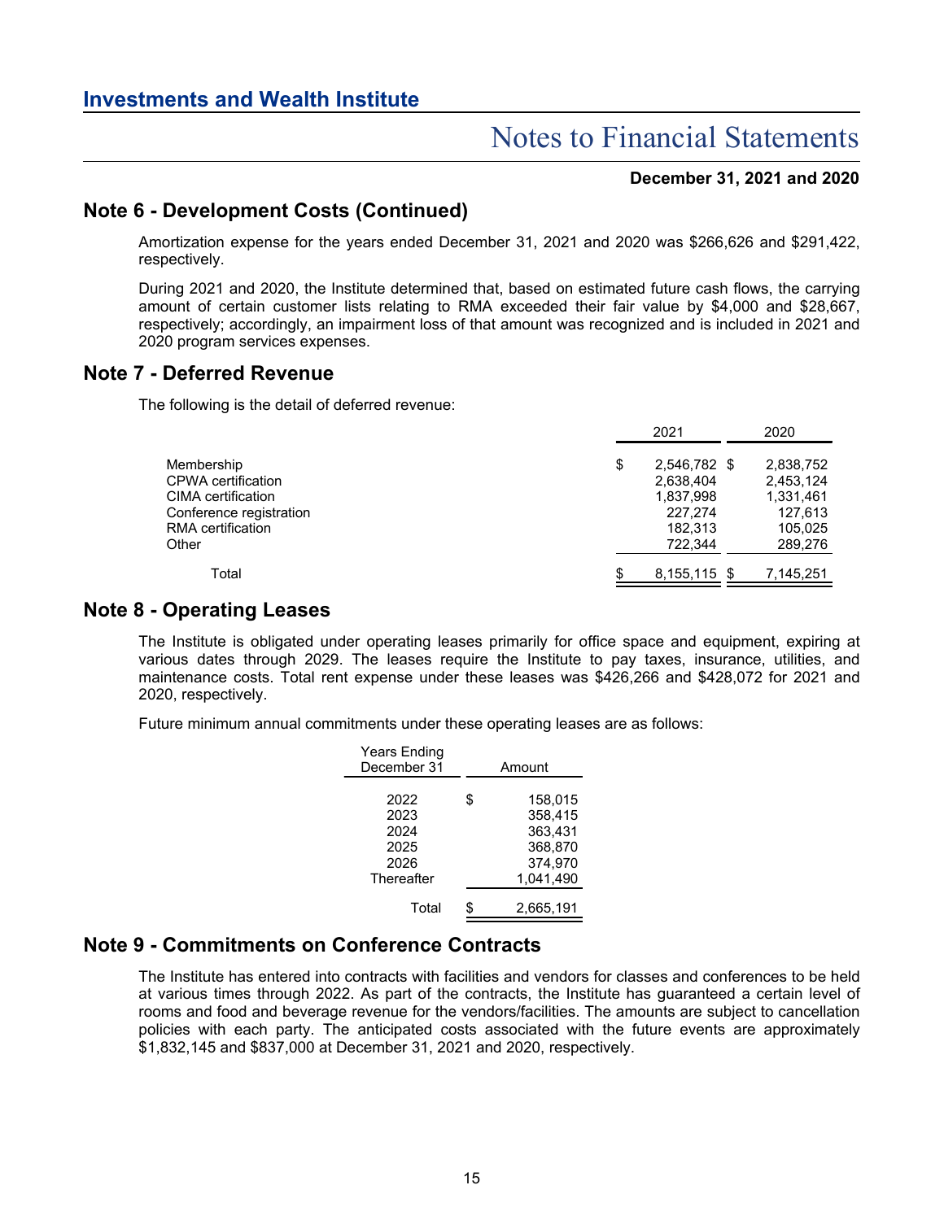## Note 6 - Development Costs (Continued)

Amortization expense for the years ended December 31, 2021 and 2020 was $266,626 and $291,422, respectively.

During 2021 and 2020, the Institute determined that, based on estimated future cash flows, the carrying amount of certain customer lists relating to RMA exceeded their fair value by $4,000 and $28,667, respectively; accordingly, an impairment loss of that amount was recognized and is included in 2021 and 2020 program services expenses.

## Note 7 - Deferred Revenue

The following is the detail of deferred revenue:

| | 2021 | 2020 |
|---|---|---|
| Membership | $ 2,546,782 | $ 2,838,752 |
| CPWA certification | 2,638,404 | 2,453,124 |
| CIMA certification | 1,837,998 | 1,331,461 |
| Conference registration | 227,274 | 127,613 |
| RMA certification | 182,313 | 105,025 |
| Other | 722,344 | 289,276 |
| Total | $ 8,155,115 | $ 7,145,251 |

## Note 8 - Operating Leases

The Institute is obligated under operating leases primarily for office space and equipment, expiring at various dates through 2029. The leases require the Institute to pay taxes, insurance, utilities, and maintenance costs. Total rent expense under these leases was $426,266 and $428,072 for 2021 and 2020, respectively.

Future minimum annual commitments under these operating leases are as follows:

| Years Ending December 31 | Amount |
|---|---|
| 2022 | $ 158,015 |
| 2023 | 358,415 |
| 2024 | 363,431 |
| 2025 | 368,870 |
| 2026 | 374,970 |
| Thereafter | 1,041,490 |
| Total | $ 2,665,191 |

## Note 9 - Commitments on Conference Contracts

The Institute has entered into contracts with facilities and vendors for classes and conferences to be held at various times through 2022. As part of the contracts, the Institute has guaranteed a certain level of rooms and food and beverage revenue for the vendors/facilities. The amounts are subject to cancellation policies with each party. The anticipated costs associated with the future events are approximately $1,832,145 and $837,000 at December 31, 2021 and 2020, respectively.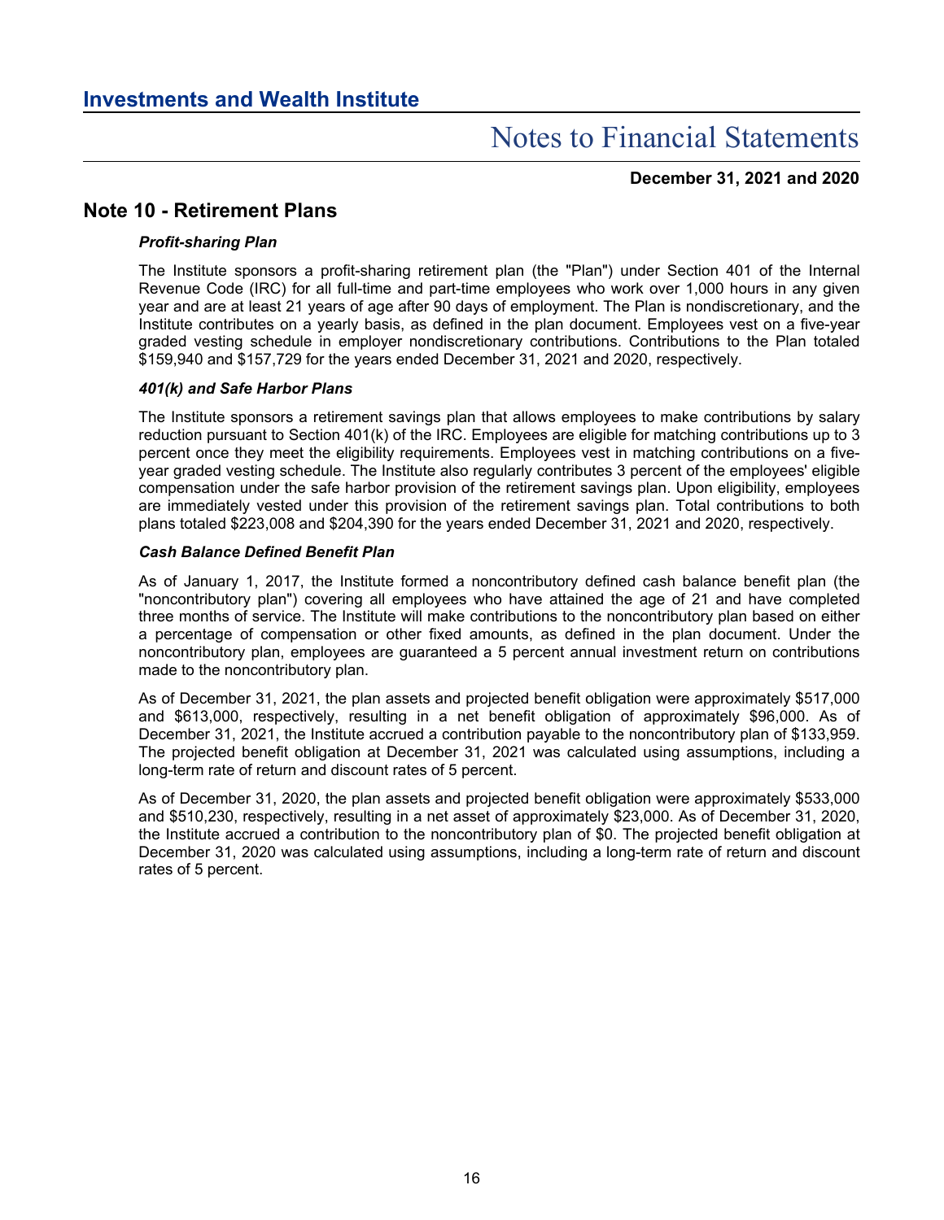# Note 10 - Retirement Plans

### *Profit-sharing Plan*

The Institute sponsors a profit-sharing retirement plan (the "Plan") under Section 401 of the Internal Revenue Code (IRC) for all full-time and part-time employees who work over 1,000 hours in any given year and are at least 21 years of age after 90 days of employment. The Plan is nondiscretionary, and the Institute contributes on a yearly basis, as defined in the plan document. Employees vest on a five-year graded vesting schedule in employer nondiscretionary contributions. Contributions to the Plan totaled $159,940 and $157,729 for the years ended December 31, 2021 and 2020, respectively.

### *401(k) and Safe Harbor Plans*

The Institute sponsors a retirement savings plan that allows employees to make contributions by salary reduction pursuant to Section 401(k) of the IRC. Employees are eligible for matching contributions up to 3 percent once they meet the eligibility requirements. Employees vest in matching contributions on a five-year graded vesting schedule. The Institute also regularly contributes 3 percent of the employees' eligible compensation under the safe harbor provision of the retirement savings plan. Upon eligibility, employees are immediately vested under this provision of the retirement savings plan. Total contributions to both plans totaled $223,008 and $204,390 for the years ended December 31, 2021 and 2020, respectively.

### *Cash Balance Defined Benefit Plan*

As of January 1, 2017, the Institute formed a noncontributory defined cash balance benefit plan (the "noncontributory plan") covering all employees who have attained the age of 21 and have completed three months of service. The Institute will make contributions to the noncontributory plan based on either a percentage of compensation or other fixed amounts, as defined in the plan document. Under the noncontributory plan, employees are guaranteed a 5 percent annual investment return on contributions made to the noncontributory plan.

As of December 31, 2021, the plan assets and projected benefit obligation were approximately $517,000 and $613,000, respectively, resulting in a net benefit obligation of approximately $96,000. As of December 31, 2021, the Institute accrued a contribution payable to the noncontributory plan of $133,959. The projected benefit obligation at December 31, 2021 was calculated using assumptions, including a long-term rate of return and discount rates of 5 percent.

As of December 31, 2020, the plan assets and projected benefit obligation were approximately $533,000 and $510,230, respectively, resulting in a net asset of approximately $23,000. As of December 31, 2020, the Institute accrued a contribution to the noncontributory plan of $0. The projected benefit obligation at December 31, 2020 was calculated using assumptions, including a long-term rate of return and discount rates of 5 percent.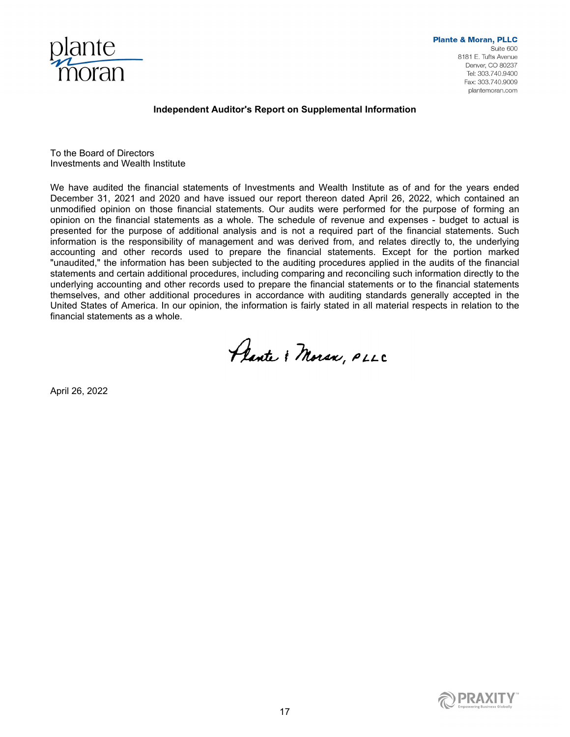Plante & Moran, PLLC
Suite 600
8181 E. Tufts Avenue
Denver, CO 80237
Tel: 303.740.9400
Fax: 303.740.9009
plantemoran.com

## Independent Auditor's Report on Supplemental Information

To the Board of Directors
Investments and Wealth Institute

We have audited the financial statements of Investments and Wealth Institute as of and for the years ended December 31, 2021 and 2020 and have issued our report thereon dated April 26, 2022, which contained an unmodified opinion on those financial statements. Our audits were performed for the purpose of forming an opinion on the financial statements as a whole. The schedule of revenue and expenses - budget to actual is presented for the purpose of additional analysis and is not a required part of the financial statements. Such information is the responsibility of management and was derived from, and relates directly to, the underlying accounting and other records used to prepare the financial statements. Except for the portion marked "unaudited," the information has been subjected to the auditing procedures applied in the audits of the financial statements and certain additional procedures, including comparing and reconciling such information directly to the underlying accounting and other records used to prepare the financial statements or to the financial statements themselves, and other additional procedures in accordance with auditing standards generally accepted in the United States of America. In our opinion, the information is fairly stated in all material respects in relation to the financial statements as a whole.

Plante & Moran, PLLC

April 26, 2022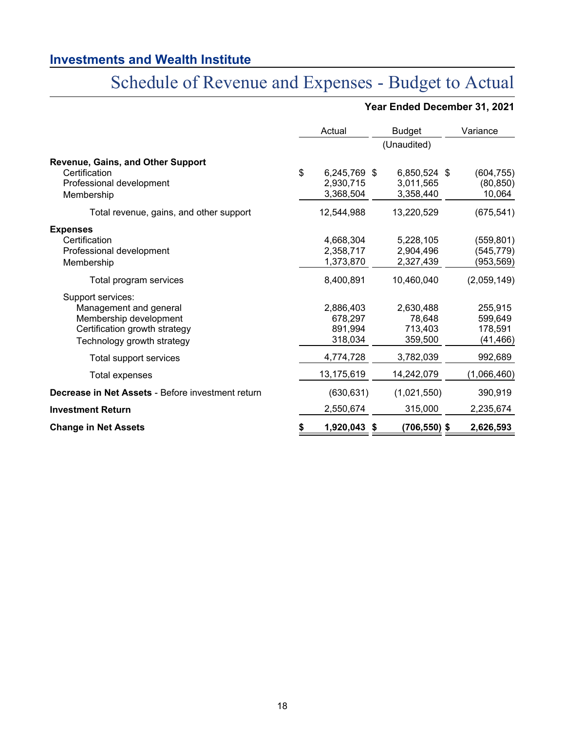## Investments and Wealth Institute

# Schedule of Revenue and Expenses - Budget to Actual

**Year Ended December 31, 2021**

| | Actual | Budget (Unaudited) | Variance |
|---|---|---|---|
| **Revenue, Gains, and Other Support** | | | |
| Certification | $ 6,245,769 | $ 6,850,524 | $ (604,755) |
| Professional development | 2,930,715 | 3,011,565 | (80,850) |
| Membership | 3,368,504 | 3,358,440 | 10,064 |
| Total revenue, gains, and other support | 12,544,988 | 13,220,529 | (675,541) |
| **Expenses** | | | |
| Certification | 4,668,304 | 5,228,105 | (559,801) |
| Professional development | 2,358,717 | 2,904,496 | (545,779) |
| Membership | 1,373,870 | 2,327,439 | (953,569) |
| Total program services | 8,400,891 | 10,460,040 | (2,059,149) |
| Support services: | | | |
| Management and general | 2,886,403 | 2,630,488 | 255,915 |
| Membership development | 678,297 | 78,648 | 599,649 |
| Certification growth strategy | 891,994 | 713,403 | 178,591 |
| Technology growth strategy | 318,034 | 359,500 | (41,466) |
| Total support services | 4,774,728 | 3,782,039 | 992,689 |
| Total expenses | 13,175,619 | 14,242,079 | (1,066,460) |
| **Decrease in Net Assets** - Before investment return | (630,631) | (1,021,550) | 390,919 |
| **Investment Return** | 2,550,674 | 315,000 | 2,235,674 |
| **Change in Net Assets** | **$ 1,920,043** | **$ (706,550)** | **$ 2,626,593** |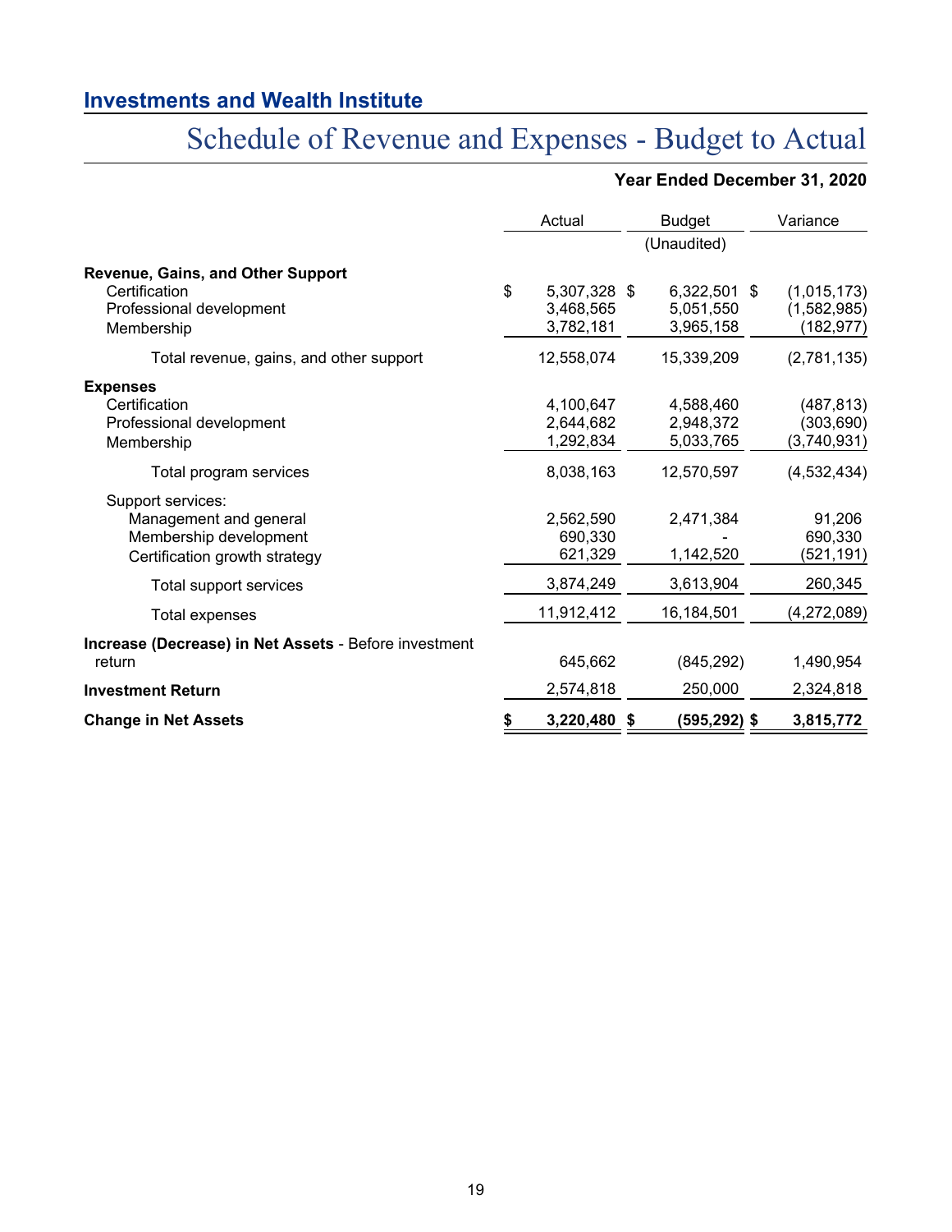## Investments and Wealth Institute

# Schedule of Revenue and Expenses - Budget to Actual

**Year Ended December 31, 2020**

| | Actual | Budget (Unaudited) | Variance |
|---|---|---|---|
| **Revenue, Gains, and Other Support** | | | |
| Certification | $ 5,307,328 | $ 6,322,501 | $ (1,015,173) |
| Professional development | 3,468,565 | 5,051,550 | (1,582,985) |
| Membership | 3,782,181 | 3,965,158 | (182,977) |
| Total revenue, gains, and other support | 12,558,074 | 15,339,209 | (2,781,135) |
| **Expenses** | | | |
| Certification | 4,100,647 | 4,588,460 | (487,813) |
| Professional development | 2,644,682 | 2,948,372 | (303,690) |
| Membership | 1,292,834 | 5,033,765 | (3,740,931) |
| Total program services | 8,038,163 | 12,570,597 | (4,532,434) |
| Support services: | | | |
| Management and general | 2,562,590 | 2,471,384 | 91,206 |
| Membership development | 690,330 | - | 690,330 |
| Certification growth strategy | 621,329 | 1,142,520 | (521,191) |
| Total support services | 3,874,249 | 3,613,904 | 260,345 |
| Total expenses | 11,912,412 | 16,184,501 | (4,272,089) |
| **Increase (Decrease) in Net Assets** - Before investment return | 645,662 | (845,292) | 1,490,954 |
| **Investment Return** | 2,574,818 | 250,000 | 2,324,818 |
| **Change in Net Assets** | **$ 3,220,480** | **$ (595,292)** | **$ 3,815,772** |